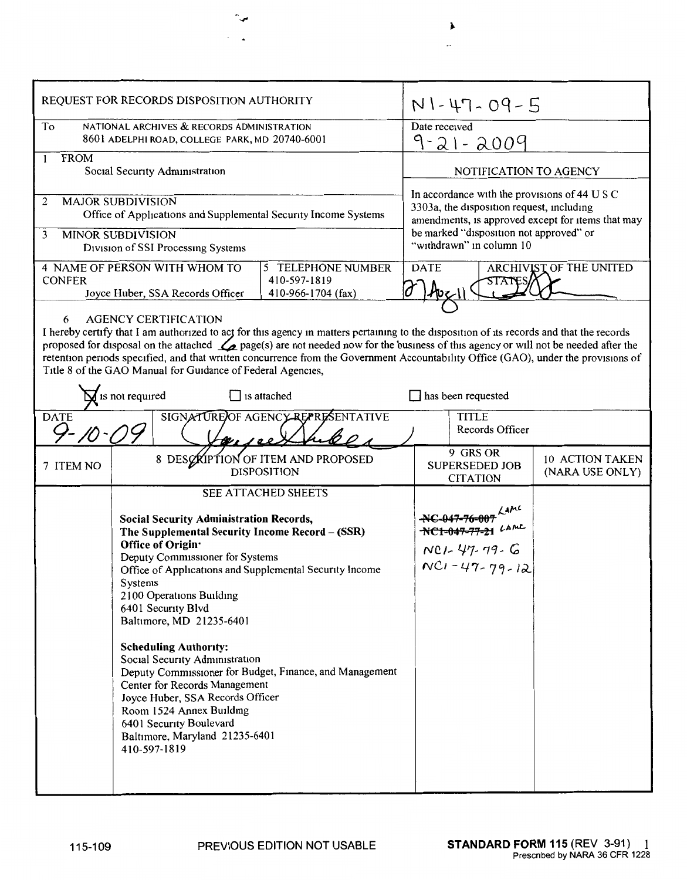# REQUEST FOR RECORDS DISPOSITION AUTHORITY

N1-47-09-5

**To** NATIONAL ARCHIVES & RECORDS ADMINISTRATION
8601 ADELPHI ROAD, COLLEGE PARK, MD 20740-6001

**Date received** 9-21-2009

**1 FROM**
Social Security Administration

**NOTIFICATION TO AGENCY**

In accordance with the provisions of 44 U S C 3303a, the disposition request, including amendments, is approved except for items that may be marked "disposition not approved" or "withdrawn" in column 10

**2 MAJOR SUBDIVISION**
Office of Applications and Supplemental Security Income Systems

**3 MINOR SUBDIVISION**
Division of SSI Processing Systems

**4 NAME OF PERSON WITH WHOM TO CONFER**
Joyce Huber, SSA Records Officer

**5 TELEPHONE NUMBER**
410-597-1819
410-966-1704 (fax)

**DATE** 27 Aug 11

**ARCHIVIST OF THE UNITED STATES** [signature]

**6 AGENCY CERTIFICATION**

I hereby certify that I am authorized to act for this agency in matters pertaining to the disposition of its records and that the records proposed for disposal on the attached 6 page(s) are not needed now for the business of this agency or will not be needed after the retention periods specified, and that written concurrence from the Government Accountability Office (GAO), under the provisions of Title 8 of the GAO Manual for Guidance of Federal Agencies,

- [x] is not required
- [ ] is attached
- [ ] has been requested

| DATE | SIGNATURE OF AGENCY REPRESENTATIVE | TITLE |
|---|---|---|
| 9-10-09 | [signature: Joyce Huber] | Records Officer |

| 7 ITEM NO | 8 DESCRIPTION OF ITEM AND PROPOSED DISPOSITION | 9 GRS OR SUPERSEDED JOB CITATION | 10 ACTION TAKEN (NARA USE ONLY) |
|---|---|---|---|
| | SEE ATTACHED SHEETS<br><br>**Social Security Administration Records,**<br>**The Supplemental Security Income Record – (SSR)**<br>**Office of Origin:**<br>Deputy Commissioner for Systems<br>Office of Applications and Supplemental Security Income Systems<br>2100 Operations Building<br>6401 Security Blvd<br>Baltimore, MD 21235-6401<br><br>**Scheduling Authority:**<br>Social Security Administration<br>Deputy Commissioner for Budget, Finance, and Management<br>Center for Records Management<br>Joyce Huber, SSA Records Officer<br>Room 1524 Annex Building<br>6401 Security Boulevard<br>Baltimore, Maryland 21235-6401<br>410-597-1819 | ~~NC-047-76-007~~ LAMC<br>~~NC1-047-77-21~~ LAMC<br>NC1-47-79-6<br>NC1-47-79-12 | |

115-109 PREVIOUS EDITION NOT USABLE **STANDARD FORM 115** (REV 3-91)
Prescribed by NARA 36 CFR 1228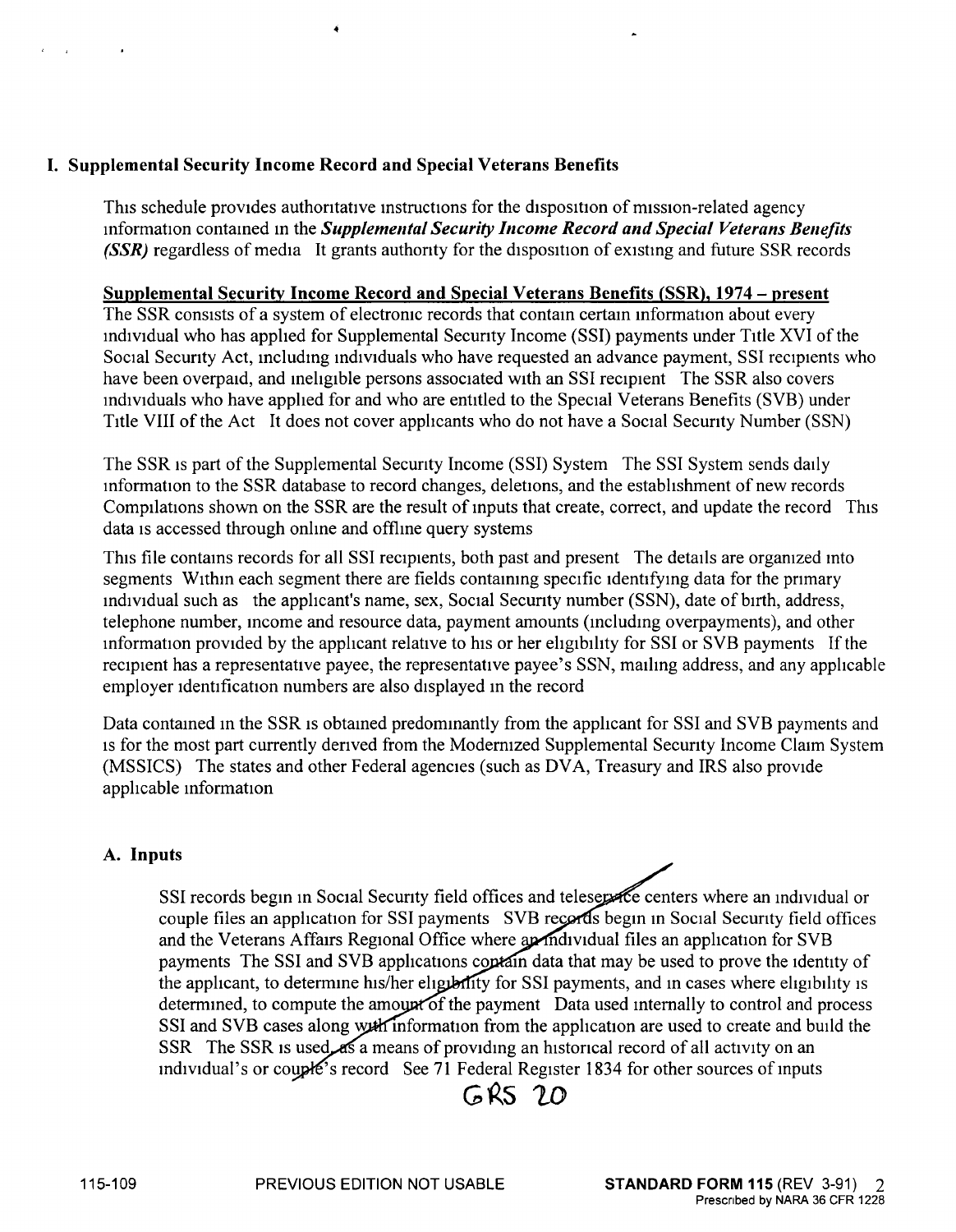## I. Supplemental Security Income Record and Special Veterans Benefits

This schedule provides authoritative instructions for the disposition of mission-related agency information contained in the ***Supplemental Security Income Record and Special Veterans Benefits (SSR)*** regardless of media It grants authority for the disposition of existing and future SSR records

**Supplemental Security Income Record and Special Veterans Benefits (SSR), 1974 – present**

The SSR consists of a system of electronic records that contain certain information about every individual who has applied for Supplemental Security Income (SSI) payments under Title XVI of the Social Security Act, including individuals who have requested an advance payment, SSI recipients who have been overpaid, and ineligible persons associated with an SSI recipient The SSR also covers individuals who have applied for and who are entitled to the Special Veterans Benefits (SVB) under Title VIII of the Act It does not cover applicants who do not have a Social Security Number (SSN)

The SSR is part of the Supplemental Security Income (SSI) System The SSI System sends daily information to the SSR database to record changes, deletions, and the establishment of new records Compilations shown on the SSR are the result of inputs that create, correct, and update the record This data is accessed through online and offline query systems

This file contains records for all SSI recipients, both past and present The details are organized into segments Within each segment there are fields containing specific identifying data for the primary individual such as the applicant's name, sex, Social Security number (SSN), date of birth, address, telephone number, income and resource data, payment amounts (including overpayments), and other information provided by the applicant relative to his or her eligibility for SSI or SVB payments If the recipient has a representative payee, the representative payee's SSN, mailing address, and any applicable employer identification numbers are also displayed in the record

Data contained in the SSR is obtained predominantly from the applicant for SSI and SVB payments and is for the most part currently derived from the Modernized Supplemental Security Income Claim System (MSSICS) The states and other Federal agencies (such as DVA, Treasury and IRS also provide applicable information

### A. Inputs

SSI records begin in Social Security field offices and teleservice centers where an individual or couple files an application for SSI payments SVB records begin in Social Security field offices and the Veterans Affairs Regional Office where an individual files an application for SVB payments The SSI and SVB applications contain data that may be used to prove the identity of the applicant, to determine his/her eligibility for SSI payments, and in cases where eligibility is determined, to compute the amount of the payment Data used internally to control and process SSI and SVB cases along with information from the application are used to create and build the SSR The SSR is used as a means of providing an historical record of all activity on an individual's or couple's record See 71 Federal Register 1834 for other sources of inputs

GRS 20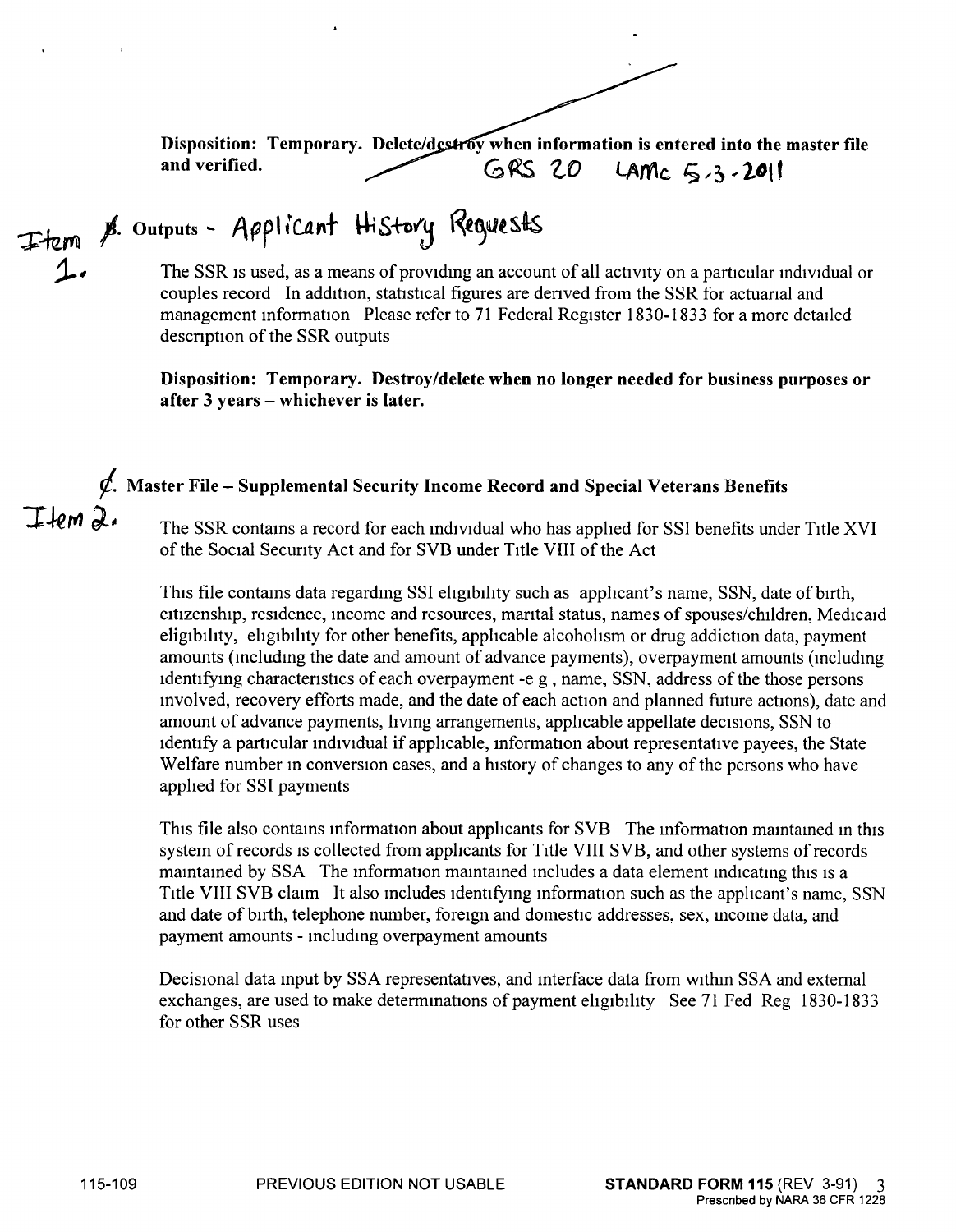**Disposition: Temporary. Delete/destroy when information is entered into the master file and verified.** GRS 20 LAMC 5-3-2011

Item 1. ~~B.~~ Outputs - Applicant History Requests

The SSR is used, as a means of providing an account of all activity on a particular individual or couples record In addition, statistical figures are derived from the SSR for actuarial and management information Please refer to 71 Federal Register 1830-1833 for a more detailed description of the SSR outputs

**Disposition: Temporary. Destroy/delete when no longer needed for business purposes or after 3 years – whichever is later.**

Item 2. ~~C.~~ **Master File – Supplemental Security Income Record and Special Veterans Benefits**

The SSR contains a record for each individual who has applied for SSI benefits under Title XVI of the Social Security Act and for SVB under Title VIII of the Act

This file contains data regarding SSI eligibility such as applicant's name, SSN, date of birth, citizenship, residence, income and resources, marital status, names of spouses/children, Medicaid eligibility, eligibility for other benefits, applicable alcoholism or drug addiction data, payment amounts (including the date and amount of advance payments), overpayment amounts (including identifying characteristics of each overpayment -e g , name, SSN, address of the those persons involved, recovery efforts made, and the date of each action and planned future actions), date and amount of advance payments, living arrangements, applicable appellate decisions, SSN to identify a particular individual if applicable, information about representative payees, the State Welfare number in conversion cases, and a history of changes to any of the persons who have applied for SSI payments

This file also contains information about applicants for SVB The information maintained in this system of records is collected from applicants for Title VIII SVB, and other systems of records maintained by SSA The information maintained includes a data element indicating this is a Title VIII SVB claim It also includes identifying information such as the applicant's name, SSN and date of birth, telephone number, foreign and domestic addresses, sex, income data, and payment amounts - including overpayment amounts

Decisional data input by SSA representatives, and interface data from within SSA and external exchanges, are used to make determinations of payment eligibility See 71 Fed Reg 1830-1833 for other SSR uses

115-109 PREVIOUS EDITION NOT USABLE **STANDARD FORM 115** (REV 3-91)
Prescribed by NARA 36 CFR 1228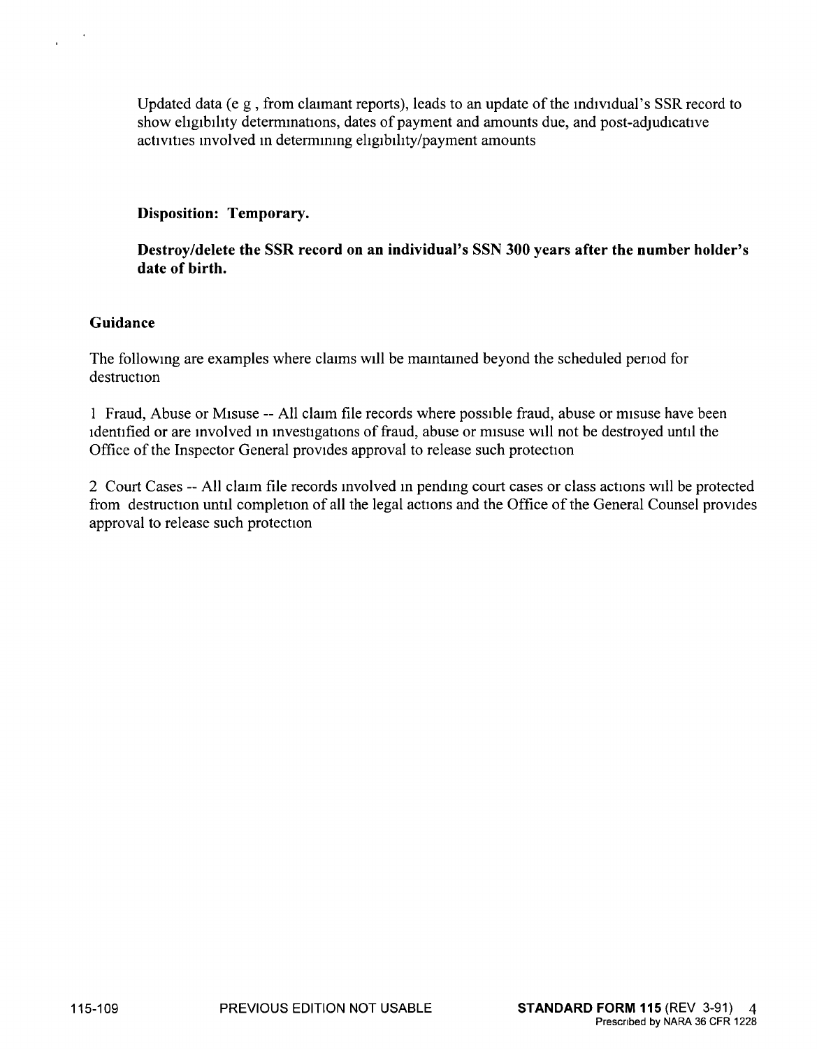Updated data (e g , from claimant reports), leads to an update of the individual's SSR record to show eligibility determinations, dates of payment and amounts due, and post-adjudicative activities involved in determining eligibility/payment amounts

**Disposition: Temporary.**

**Destroy/delete the SSR record on an individual's SSN 300 years after the number holder's date of birth.**

**Guidance**

The following are examples where claims will be maintained beyond the scheduled period for destruction

1 Fraud, Abuse or Misuse -- All claim file records where possible fraud, abuse or misuse have been identified or are involved in investigations of fraud, abuse or misuse will not be destroyed until the Office of the Inspector General provides approval to release such protection

2 Court Cases -- All claim file records involved in pending court cases or class actions will be protected from destruction until completion of all the legal actions and the Office of the General Counsel provides approval to release such protection

115-109 PREVIOUS EDITION NOT USABLE **STANDARD FORM 115** (REV 3-91)
Prescribed by NARA 36 CFR 1228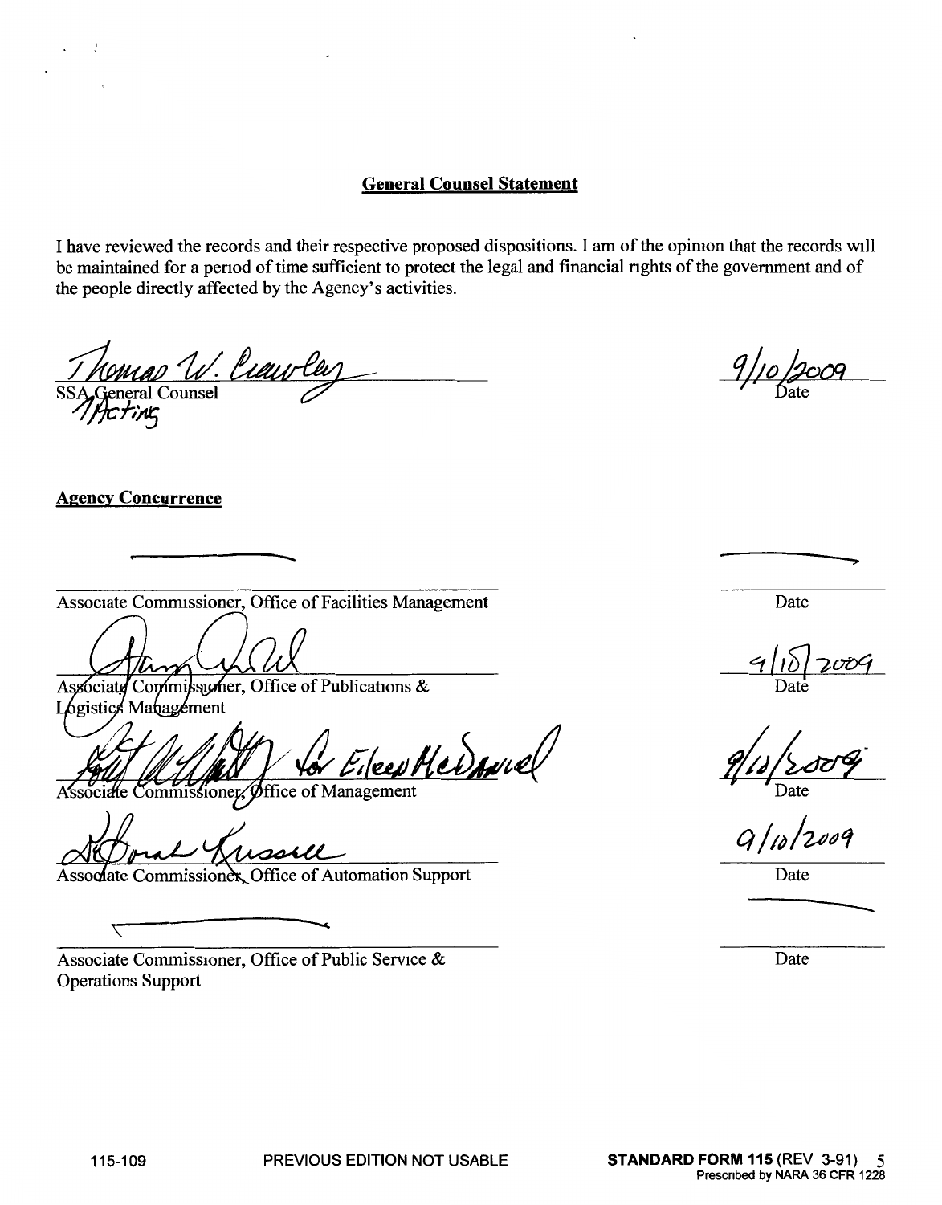## General Counsel Statement

I have reviewed the records and their respective proposed dispositions. I am of the opinion that the records will be maintained for a period of time sufficient to protect the legal and financial rights of the government and of the people directly affected by the Agency's activities.

Thomas W. Crawley
SSA General Counsel
Acting

9/10/2009
Date

## Agency Concurrence

| | |
|---|---|
| Associate Commissioner, Office of Facilities Management | Date |
| Associate Commissioner, Office of Publications & Logistics Management | 9/10/2009 Date |
| for Eileen McDaniel Associate Commissioner, Office of Management | 9/10/2009 Date |
| Associate Commissioner, Office of Automation Support | 9/10/2009 Date |
| Associate Commissioner, Office of Public Service & Operations Support | Date |

115-109 PREVIOUS EDITION NOT USABLE **STANDARD FORM 115** (REV 3-91) Prescribed by NARA 36 CFR 1228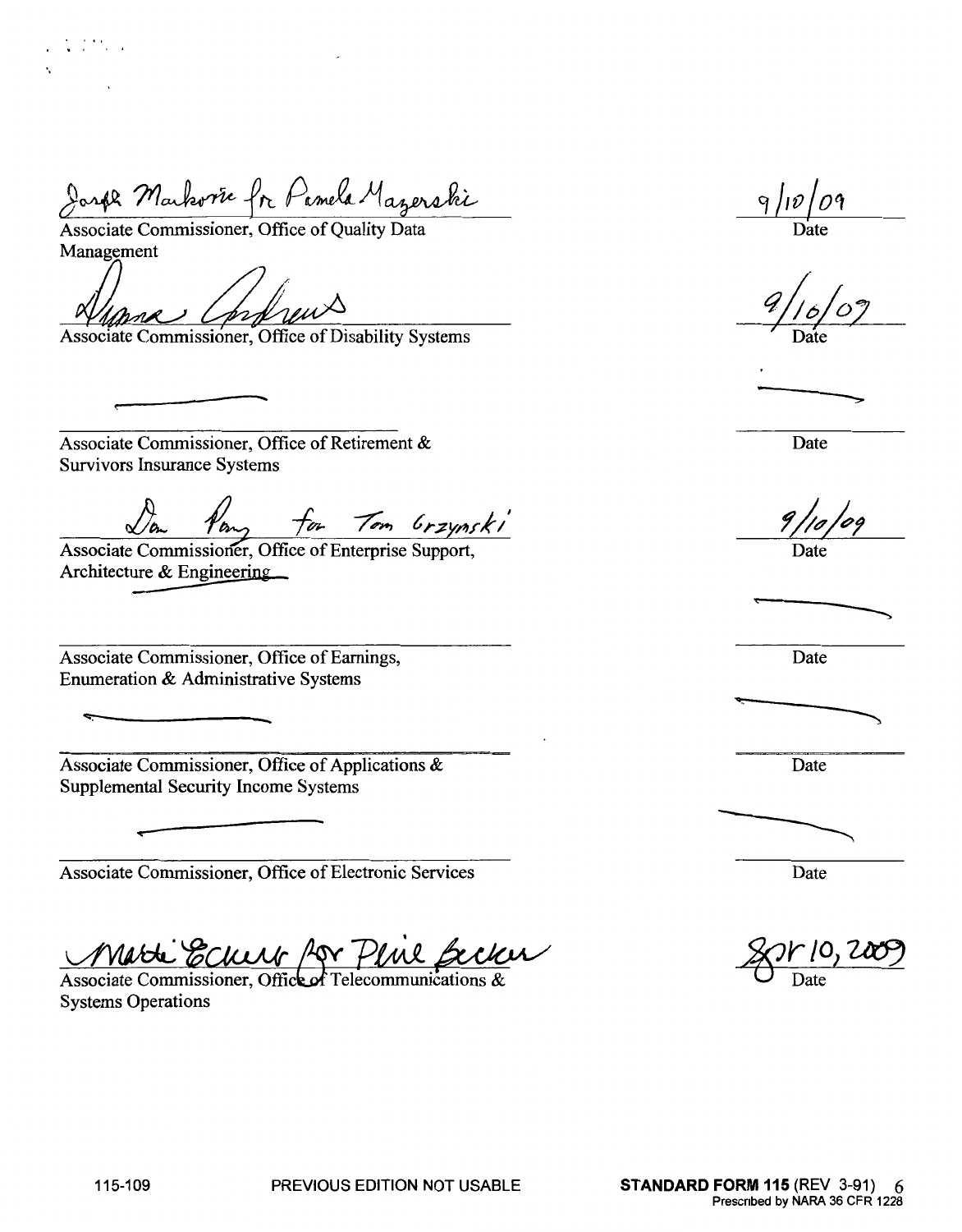Joseph Markovic for Pamela Mazerski

Associate Commissioner, Office of Quality Data Management — Date: 9/10/09

Diana Andrews

Associate Commissioner, Office of Disability Systems — Date: 9/10/09

Associate Commissioner, Office of Retirement & Survivors Insurance Systems — Date:

Don Pang for Tom Grzynski

Associate Commissioner, Office of Enterprise Support, Architecture & Engineering — Date: 9/10/09

Associate Commissioner, Office of Earnings, Enumeration & Administrative Systems — Date:

Associate Commissioner, Office of Applications & Supplemental Security Income Systems — Date:

Associate Commissioner, Office of Electronic Services — Date:

Marti Eckert for Pene Becker

Associate Commissioner, Office of Telecommunications & Systems Operations — Date: Sep 10, 2009

115-109 PREVIOUS EDITION NOT USABLE **STANDARD FORM 115** (REV 3-91) Prescribed by NARA 36 CFR 1228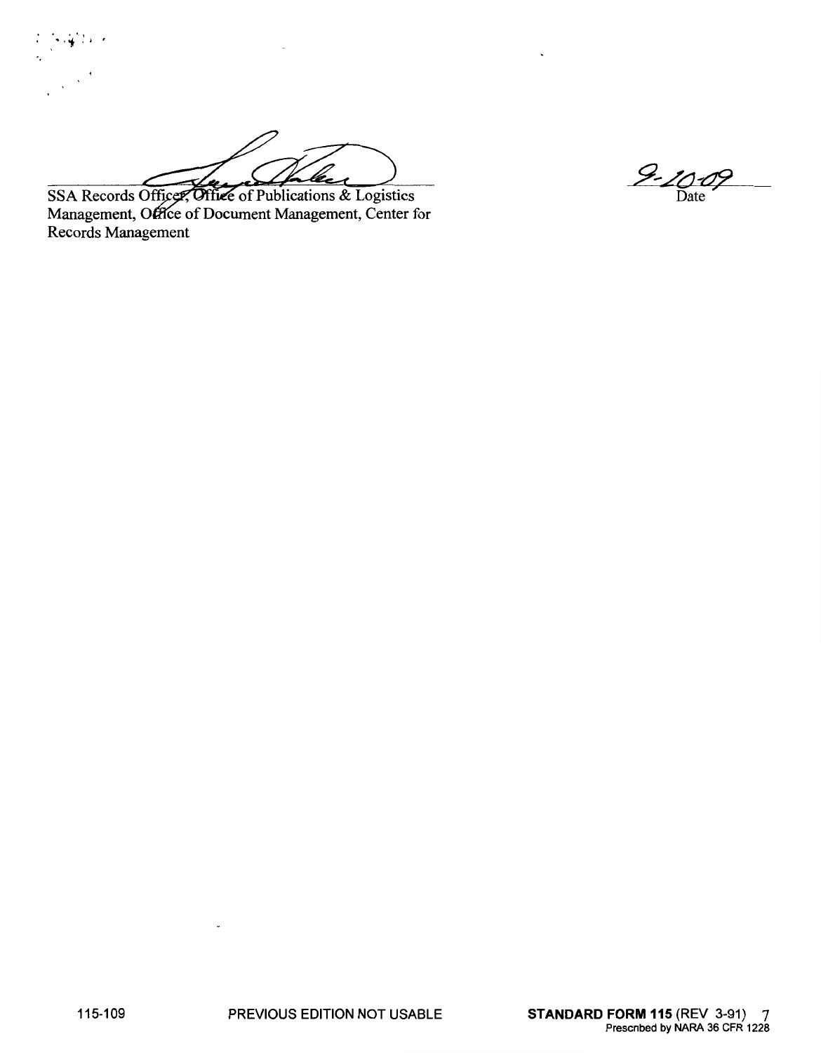SSA Records Officer, Office of Publications & Logistics Management, Office of Document Management, Center for Records Management

9-10-09
Date

115-109

PREVIOUS EDITION NOT USABLE

**STANDARD FORM 115** (REV 3-91)
Prescribed by NARA 36 CFR 1228